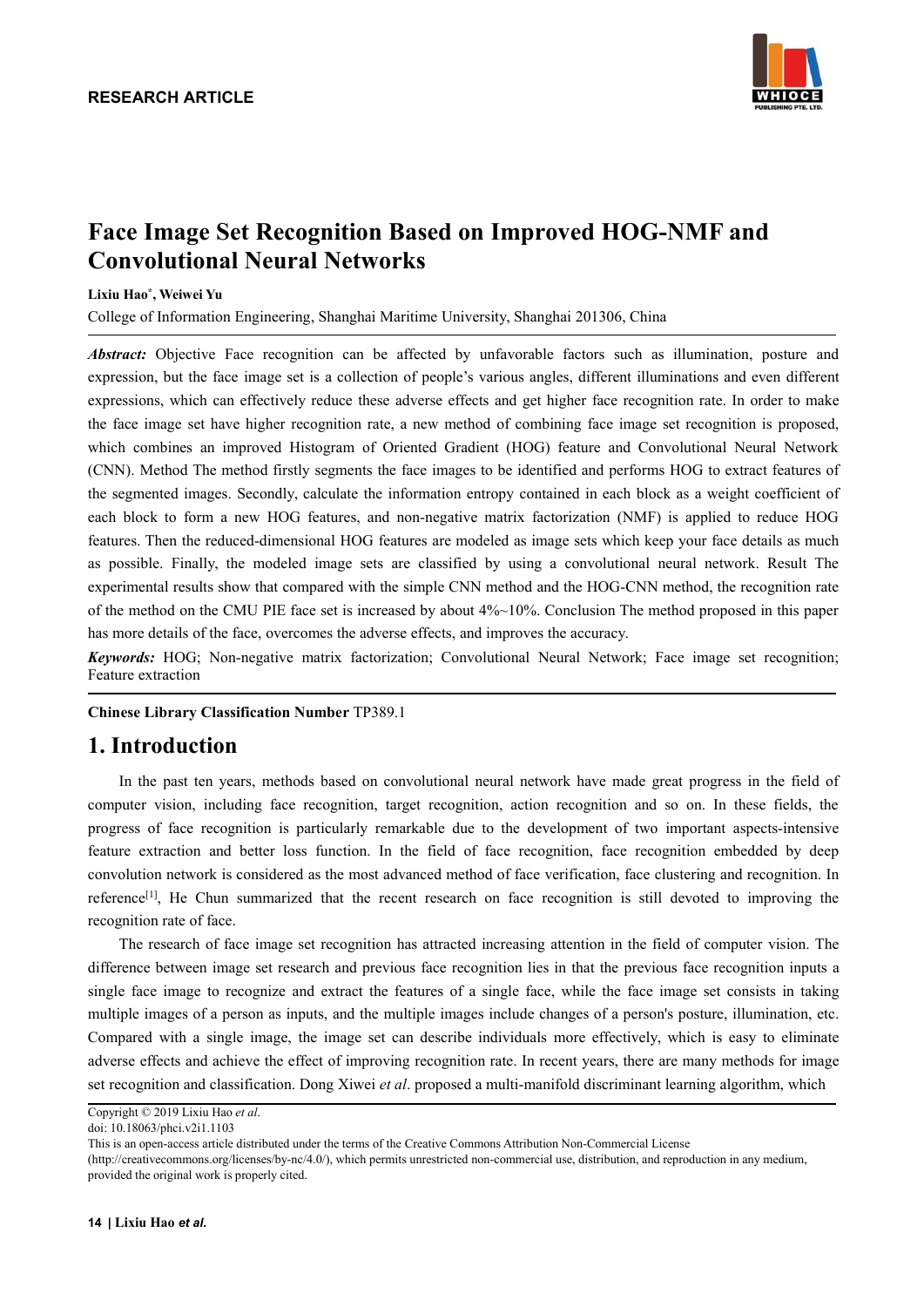RESEARCH ARTICLE

# Face Image Set Recognition Based on Improved HOG-NMF and Convolutional Neural Networks

**Lixiu Hao*, Weiwei Yu**

College of Information Engineering, Shanghai Maritime University, Shanghai 201306, China

***Abstract:*** Objective Face recognition can be affected by unfavorable factors such as illumination, posture and expression, but the face image set is a collection of people's various angles, different illuminations and even different expressions, which can effectively reduce these adverse effects and get higher face recognition rate. In order to make the face image set have higher recognition rate, a new method of combining face image set recognition is proposed, which combines an improved Histogram of Oriented Gradient (HOG) feature and Convolutional Neural Network (CNN). Method The method firstly segments the face images to be identified and performs HOG to extract features of the segmented images. Secondly, calculate the information entropy contained in each block as a weight coefficient of each block to form a new HOG features, and non-negative matrix factorization (NMF) is applied to reduce HOG features. Then the reduced-dimensional HOG features are modeled as image sets which keep your face details as much as possible. Finally, the modeled image sets are classified by using a convolutional neural network. Result The experimental results show that compared with the simple CNN method and the HOG-CNN method, the recognition rate of the method on the CMU PIE face set is increased by about 4%~10%. Conclusion The method proposed in this paper has more details of the face, overcomes the adverse effects, and improves the accuracy.

***Keywords:*** HOG; Non-negative matrix factorization; Convolutional Neural Network; Face image set recognition; Feature extraction

**Chinese Library Classification Number** TP389.1

## 1. Introduction

In the past ten years, methods based on convolutional neural network have made great progress in the field of computer vision, including face recognition, target recognition, action recognition and so on. In these fields, the progress of face recognition is particularly remarkable due to the development of two important aspects-intensive feature extraction and better loss function. In the field of face recognition, face recognition embedded by deep convolution network is considered as the most advanced method of face verification, face clustering and recognition. In reference[1], He Chun summarized that the recent research on face recognition is still devoted to improving the recognition rate of face.

The research of face image set recognition has attracted increasing attention in the field of computer vision. The difference between image set research and previous face recognition lies in that the previous face recognition inputs a single face image to recognize and extract the features of a single face, while the face image set consists in taking multiple images of a person as inputs, and the multiple images include changes of a person's posture, illumination, etc. Compared with a single image, the image set can describe individuals more effectively, which is easy to eliminate adverse effects and achieve the effect of improving recognition rate. In recent years, there are many methods for image set recognition and classification. Dong Xiwei *et al*. proposed a multi-manifold discriminant learning algorithm, which

Copyright © 2019 Lixiu Hao *et al*.

doi: 10.18063/phci.v2i1.1103

This is an open-access article distributed under the terms of the Creative Commons Attribution Non-Commercial License (http://creativecommons.org/licenses/by-nc/4.0/), which permits unrestricted non-commercial use, distribution, and reproduction in any medium, provided the original work is properly cited.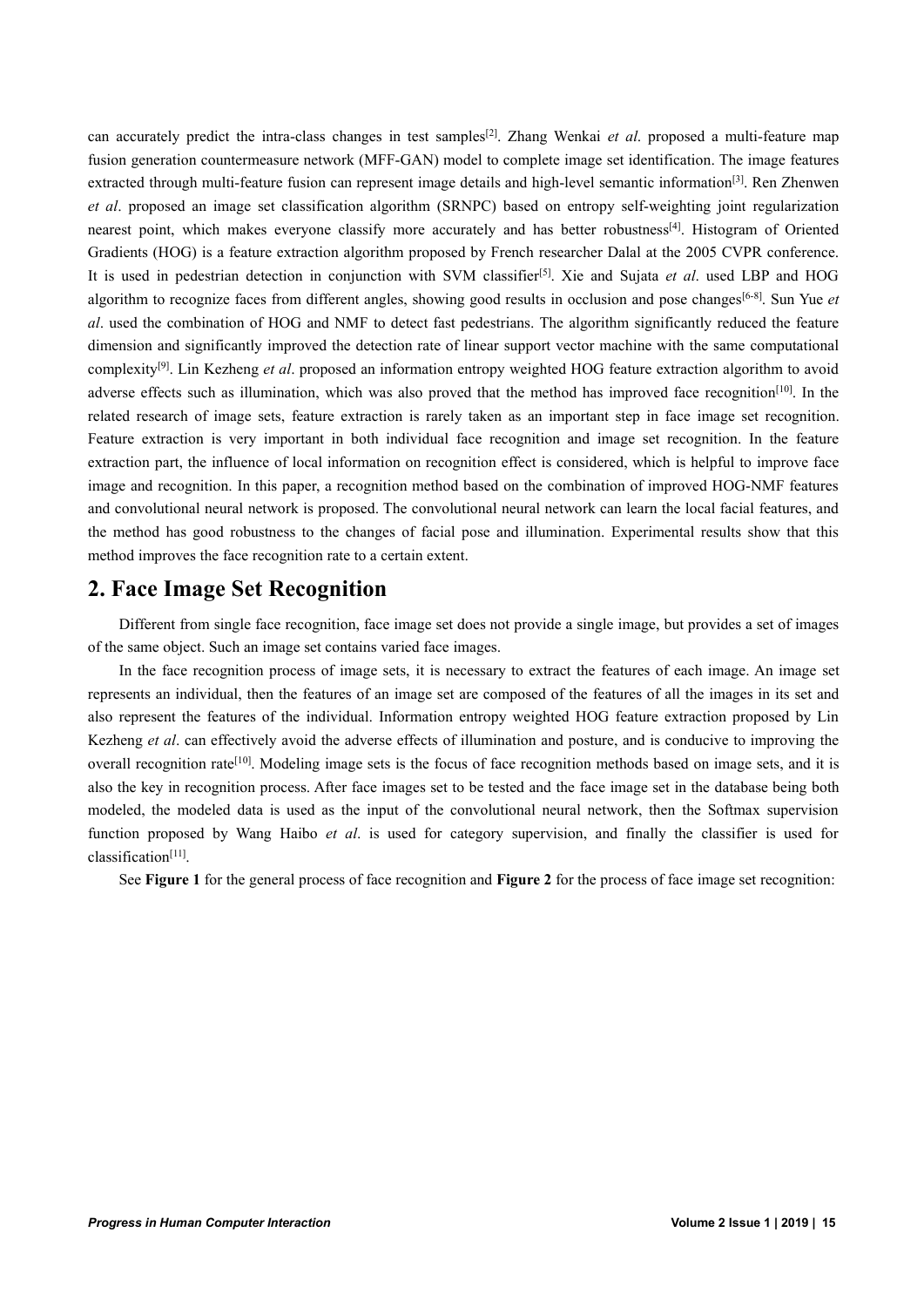can accurately predict the intra-class changes in test samples[2]. Zhang Wenkai *et al*. proposed a multi-feature map fusion generation countermeasure network (MFF-GAN) model to complete image set identification. The image features extracted through multi-feature fusion can represent image details and high-level semantic information[3]. Ren Zhenwen *et al*. proposed an image set classification algorithm (SRNPC) based on entropy self-weighting joint regularization nearest point, which makes everyone classify more accurately and has better robustness[4]. Histogram of Oriented Gradients (HOG) is a feature extraction algorithm proposed by French researcher Dalal at the 2005 CVPR conference. It is used in pedestrian detection in conjunction with SVM classifier[5]. Xie and Sujata *et al*. used LBP and HOG algorithm to recognize faces from different angles, showing good results in occlusion and pose changes[6-8]. Sun Yue *et al*. used the combination of HOG and NMF to detect fast pedestrians. The algorithm significantly reduced the feature dimension and significantly improved the detection rate of linear support vector machine with the same computational complexity[9]. Lin Kezheng *et al*. proposed an information entropy weighted HOG feature extraction algorithm to avoid adverse effects such as illumination, which was also proved that the method has improved face recognition[10]. In the related research of image sets, feature extraction is rarely taken as an important step in face image set recognition. Feature extraction is very important in both individual face recognition and image set recognition. In the feature extraction part, the influence of local information on recognition effect is considered, which is helpful to improve face image and recognition. In this paper, a recognition method based on the combination of improved HOG-NMF features and convolutional neural network is proposed. The convolutional neural network can learn the local facial features, and the method has good robustness to the changes of facial pose and illumination. Experimental results show that this method improves the face recognition rate to a certain extent.

## 2. Face Image Set Recognition

Different from single face recognition, face image set does not provide a single image, but provides a set of images of the same object. Such an image set contains varied face images.

In the face recognition process of image sets, it is necessary to extract the features of each image. An image set represents an individual, then the features of an image set are composed of the features of all the images in its set and also represent the features of the individual. Information entropy weighted HOG feature extraction proposed by Lin Kezheng *et al*. can effectively avoid the adverse effects of illumination and posture, and is conducive to improving the overall recognition rate[10]. Modeling image sets is the focus of face recognition methods based on image sets, and it is also the key in recognition process. After face images set to be tested and the face image set in the database being both modeled, the modeled data is used as the input of the convolutional neural network, then the Softmax supervision function proposed by Wang Haibo *et al*. is used for category supervision, and finally the classifier is used for classification[11].

See **Figure 1** for the general process of face recognition and **Figure 2** for the process of face image set recognition: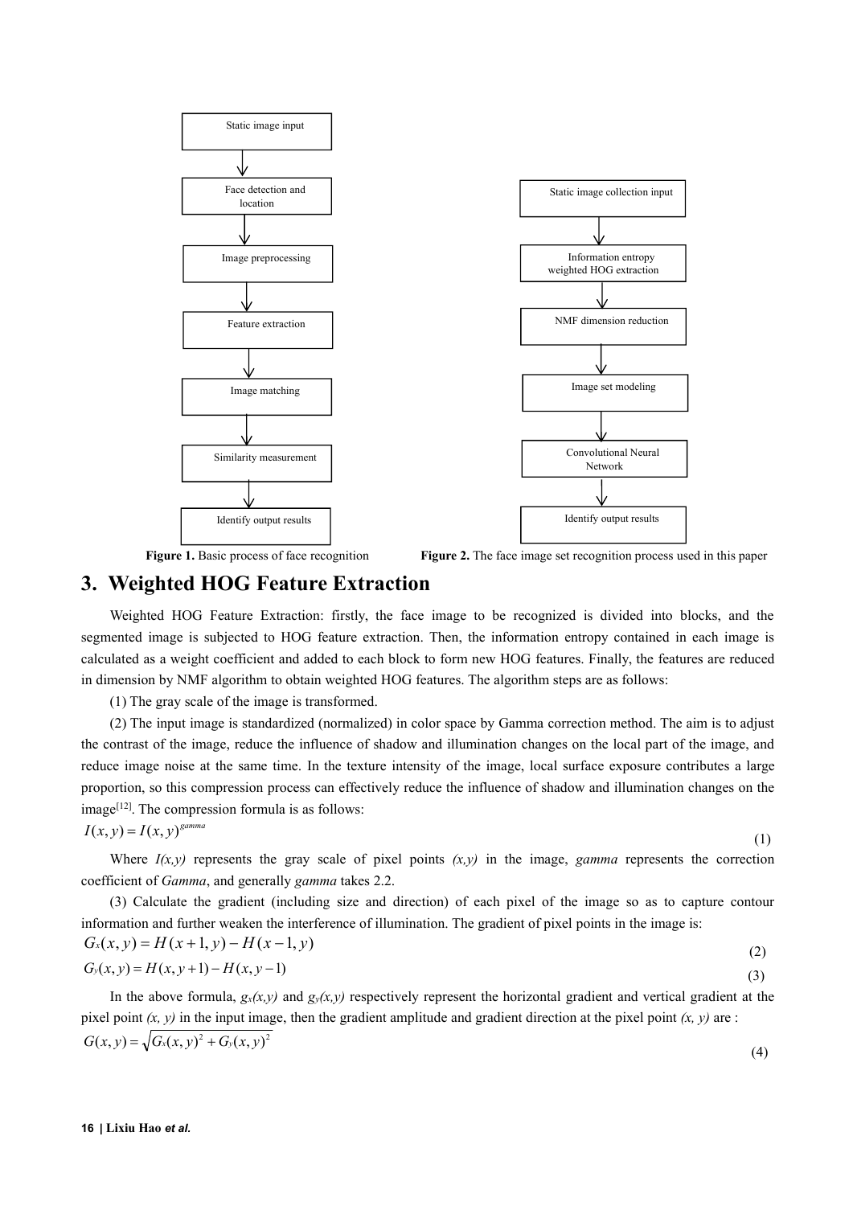Static image input → Face detection and location → Image preprocessing → Feature extraction → Image matching → Similarity measurement → Identify output results

**Figure 1.** Basic process of face recognition

Static image collection input → Information entropy weighted HOG extraction → NMF dimension reduction → Image set modeling → Convolutional Neural Network → Identify output results

**Figure 2.** The face image set recognition process used in this paper

# 3. Weighted HOG Feature Extraction

Weighted HOG Feature Extraction: firstly, the face image to be recognized is divided into blocks, and the segmented image is subjected to HOG feature extraction. Then, the information entropy contained in each image is calculated as a weight coefficient and added to each block to form new HOG features. Finally, the features are reduced in dimension by NMF algorithm to obtain weighted HOG features. The algorithm steps are as follows:

(1) The gray scale of the image is transformed.

(2) The input image is standardized (normalized) in color space by Gamma correction method. The aim is to adjust the contrast of the image, reduce the influence of shadow and illumination changes on the local part of the image, and reduce image noise at the same time. In the texture intensity of the image, local surface exposure contributes a large proportion, so this compression process can effectively reduce the influence of shadow and illumination changes on the image[12]. The compression formula is as follows:

$$I(x,y) = I(x,y)^{gamma} \tag{1}$$

Where *I(x,y)* represents the gray scale of pixel points *(x,y)* in the image, *gamma* represents the correction coefficient of *Gamma*, and generally *gamma* takes 2.2.

(3) Calculate the gradient (including size and direction) of each pixel of the image so as to capture contour information and further weaken the interference of illumination. The gradient of pixel points in the image is:

$$G_x(x,y) = H(x+1,y) - H(x-1,y) \tag{2}$$

$$G_y(x,y) = H(x,y+1) - H(x,y-1) \tag{3}$$

In the above formula, $g_x(x,y)$ and $g_y(x,y)$ respectively represent the horizontal gradient and vertical gradient at the pixel point *(x, y)* in the input image, then the gradient amplitude and gradient direction at the pixel point *(x, y)* are :

$$G(x,y) = \sqrt{G_x(x,y)^2 + G_y(x,y)^2} \tag{4}$$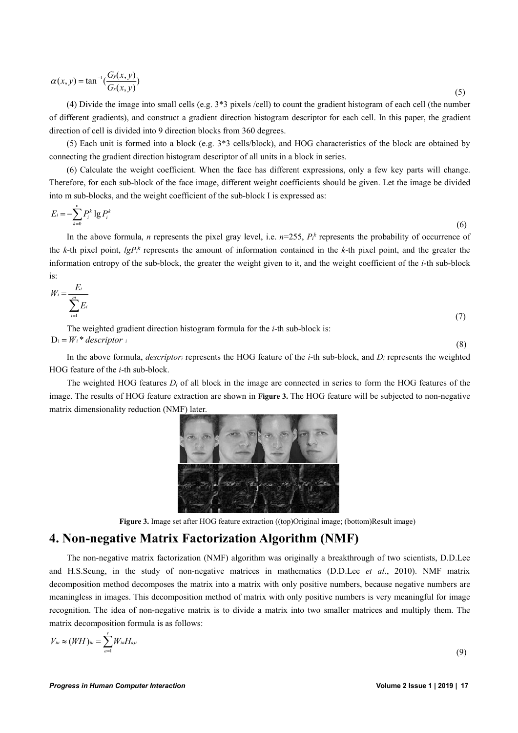$$\alpha(x,y) = \tan^{-1}\left(\frac{G_y(x,y)}{G_x(x,y)}\right) \tag{5}$$

(4) Divide the image into small cells (e.g. 3*3 pixels /cell) to count the gradient histogram of each cell (the number of different gradients), and construct a gradient direction histogram descriptor for each cell. In this paper, the gradient direction of cell is divided into 9 direction blocks from 360 degrees.

(5) Each unit is formed into a block (e.g. 3*3 cells/block), and HOG characteristics of the block are obtained by connecting the gradient direction histogram descriptor of all units in a block in series.

(6) Calculate the weight coefficient. When the face has different expressions, only a few key parts will change. Therefore, for each sub-block of the face image, different weight coefficients should be given. Let the image be divided into m sub-blocks, and the weight coefficient of the sub-block I is expressed as:

$$E_i = -\sum_{k=0}^{n} P_i^k \lg P_i^k \tag{6}$$

In the above formula, $n$ represents the pixel gray level, i.e. $n$=255, $P_i^k$ represents the probability of occurrence of the $k$-th pixel point, $lgP_i^k$ represents the amount of information contained in the $k$-th pixel point, and the greater the information entropy of the sub-block, the greater the weight given to it, and the weight coefficient of the $i$-th sub-block is:

$$W_i = \frac{E_i}{\sum_{i=1}^{m} E_i} \tag{7}$$

The weighted gradient direction histogram formula for the $i$-th sub-block is:

$$D_i = W_i * descriptor_i \tag{8}$$

In the above formula, $descriptor_i$ represents the HOG feature of the $i$-th sub-block, and $D_i$ represents the weighted HOG feature of the $i$-th sub-block.

The weighted HOG features $D_i$ of all block in the image are connected in series to form the HOG features of the image. The results of HOG feature extraction are shown in **Figure 3.** The HOG feature will be subjected to non-negative matrix dimensionality reduction (NMF) later.

**Figure 3.** Image set after HOG feature extraction ((top)Original image; (bottom)Result image)

# 4. Non-negative Matrix Factorization Algorithm (NMF)

The non-negative matrix factorization (NMF) algorithm was originally a breakthrough of two scientists, D.D.Lee and H.S.Seung, in the study of non-negative matrices in mathematics (D.D.Lee *et al*., 2010). NMF matrix decomposition method decomposes the matrix into a matrix with only positive numbers, because negative numbers are meaningless in images. This decomposition method of matrix with only positive numbers is very meaningful for image recognition. The idea of non-negative matrix is to divide a matrix into two smaller matrices and multiply them. The matrix decomposition formula is as follows:

$$V_{iu} \approx (WH)_{iu} = \sum_{a=1}^{r} W_{ia} H_{a\mu} \tag{9}$$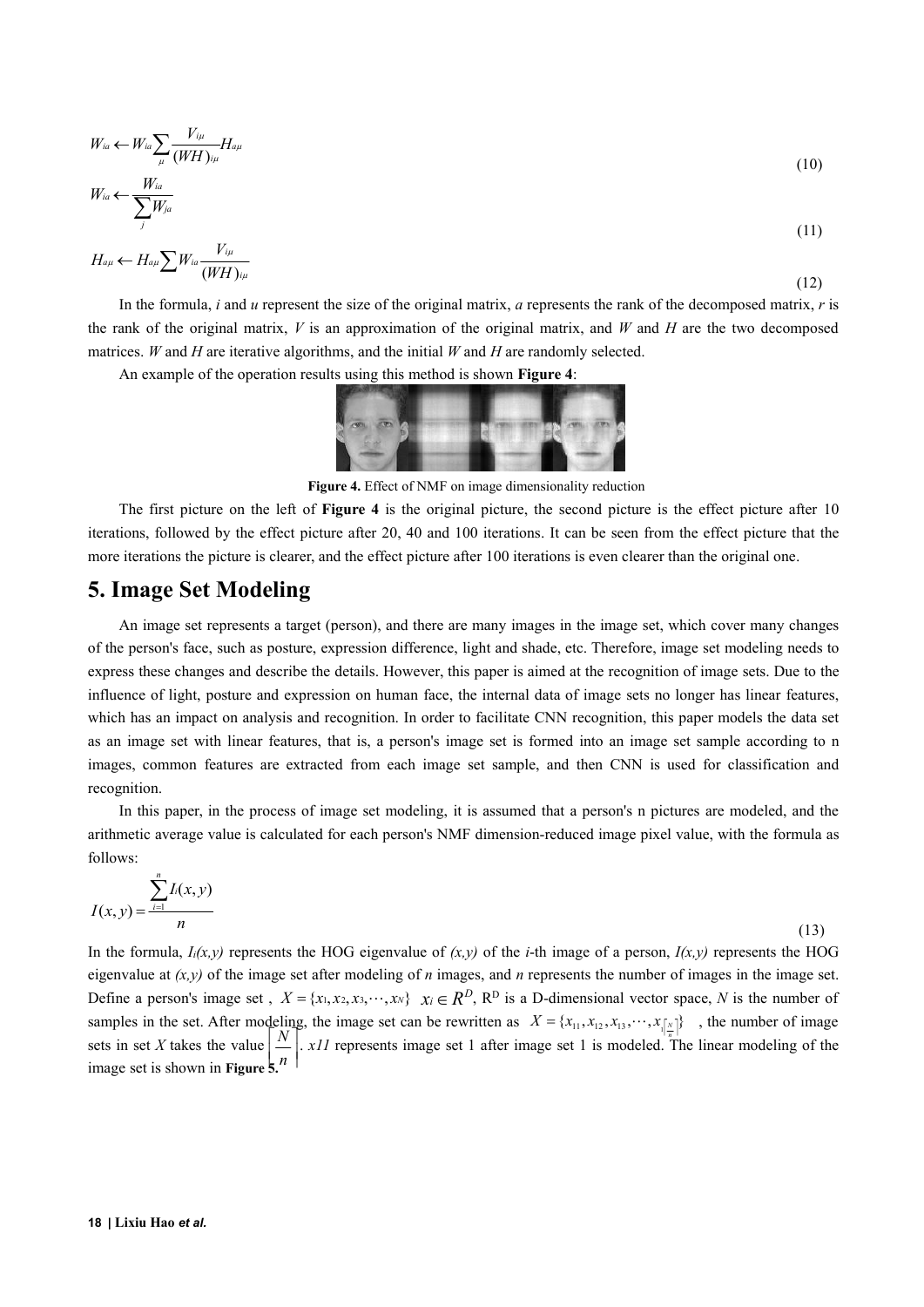$$W_{ia} \leftarrow W_{ia} \sum_{\mu} \frac{V_{i\mu}}{(WH)_{i\mu}} H_{a\mu} \tag{10}$$

$$W_{ia} \leftarrow \frac{W_{ia}}{\sum_{j} W_{ja}} \tag{11}$$

$$H_{a\mu} \leftarrow H_{a\mu} \sum W_{ia} \frac{V_{i\mu}}{(WH)_{i\mu}} \tag{12}$$

In the formula, *i* and *u* represent the size of the original matrix, *a* represents the rank of the decomposed matrix, *r* is the rank of the original matrix, *V* is an approximation of the original matrix, and *W* and *H* are the two decomposed matrices. *W* and *H* are iterative algorithms, and the initial *W* and *H* are randomly selected.

An example of the operation results using this method is shown **Figure 4**:

**Figure 4.** Effect of NMF on image dimensionality reduction

The first picture on the left of **Figure 4** is the original picture, the second picture is the effect picture after 10 iterations, followed by the effect picture after 20, 40 and 100 iterations. It can be seen from the effect picture that the more iterations the picture is clearer, and the effect picture after 100 iterations is even clearer than the original one.

## 5. Image Set Modeling

An image set represents a target (person), and there are many images in the image set, which cover many changes of the person's face, such as posture, expression difference, light and shade, etc. Therefore, image set modeling needs to express these changes and describe the details. However, this paper is aimed at the recognition of image sets. Due to the influence of light, posture and expression on human face, the internal data of image sets no longer has linear features, which has an impact on analysis and recognition. In order to facilitate CNN recognition, this paper models the data set as an image set with linear features, that is, a person's image set is formed into an image set sample according to n images, common features are extracted from each image set sample, and then CNN is used for classification and recognition.

In this paper, in the process of image set modeling, it is assumed that a person's n pictures are modeled, and the arithmetic average value is calculated for each person's NMF dimension-reduced image pixel value, with the formula as follows:

$$I(x, y) = \frac{\sum_{i=1}^{n} I_i(x, y)}{n} \tag{13}$$

In the formula, $I_i(x,y)$ represents the HOG eigenvalue of *(x,y)* of the *i*-th image of a person, *I(x,y)* represents the HOG eigenvalue at *(x,y)* of the image set after modeling of *n* images, and *n* represents the number of images in the image set. Define a person's image set , $X = \{x_1, x_2, x_3, \cdots, x_N\}$ $x_i \in R^D$, $R^D$ is a D-dimensional vector space, *N* is the number of samples in the set. After modeling, the image set can be rewritten as $X = \{x_{11}, x_{12}, x_{13}, \cdots, x_{1\lceil \frac{N}{n} \rceil}\}$ , the number of image sets in set *X* takes the value $\left\lceil \frac{N}{n} \right\rceil$. *x11* represents image set 1 after image set 1 is modeled. The linear modeling of the image set is shown in **Figure 5.**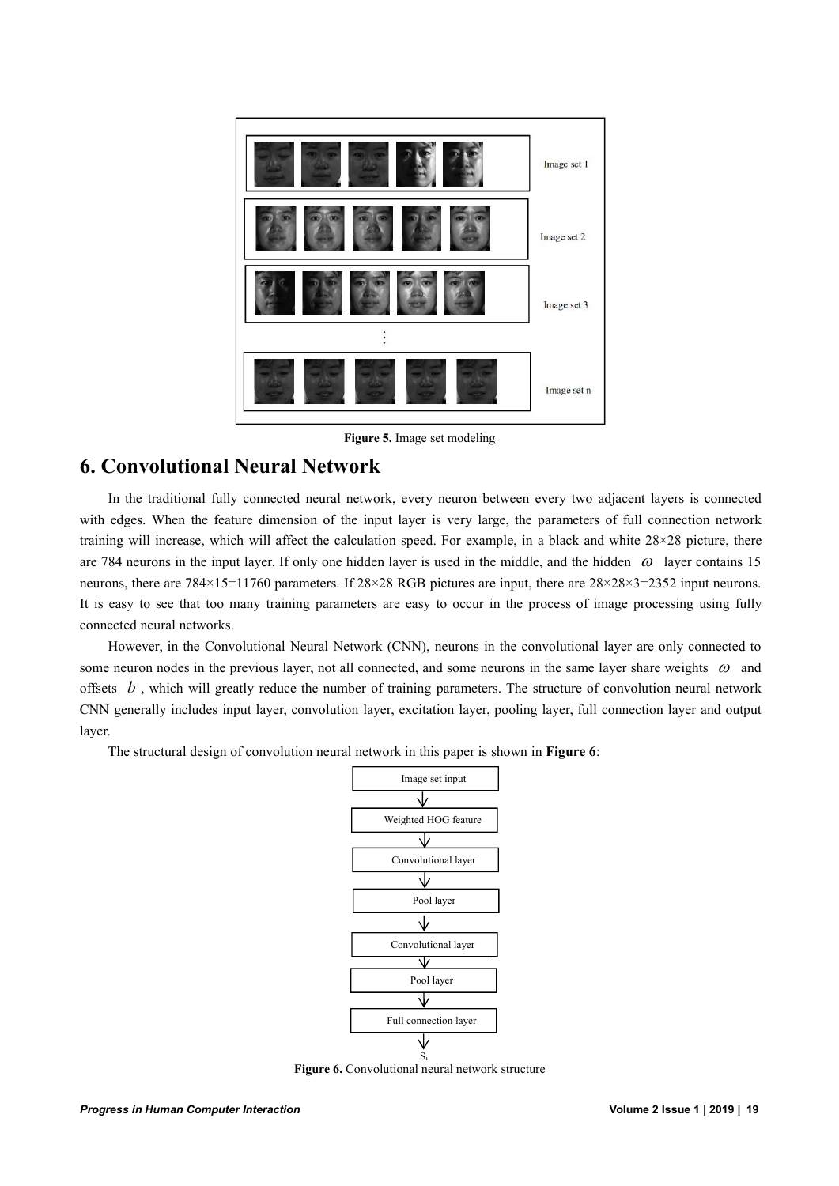Figure 5. Image set modeling

# 6. Convolutional Neural Network

In the traditional fully connected neural network, every neuron between every two adjacent layers is connected with edges. When the feature dimension of the input layer is very large, the parameters of full connection network training will increase, which will affect the calculation speed. For example, in a black and white 28×28 picture, there are 784 neurons in the input layer. If only one hidden layer is used in the middle, and the hidden $\omega$ layer contains 15 neurons, there are 784×15=11760 parameters. If 28×28 RGB pictures are input, there are 28×28×3=2352 input neurons. It is easy to see that too many training parameters are easy to occur in the process of image processing using fully connected neural networks.

However, in the Convolutional Neural Network (CNN), neurons in the convolutional layer are only connected to some neuron nodes in the previous layer, not all connected, and some neurons in the same layer share weights $\omega$ and offsets $b$, which will greatly reduce the number of training parameters. The structure of convolution neural network CNN generally includes input layer, convolution layer, excitation layer, pooling layer, full connection layer and output layer.

The structural design of convolution neural network in this paper is shown in **Figure 6**:

Image set input → Weighted HOG feature → Convolutional layer → Pool layer → Convolutional layer → Pool layer → Full connection layer → $S_i$

**Figure 6.** Convolutional neural network structure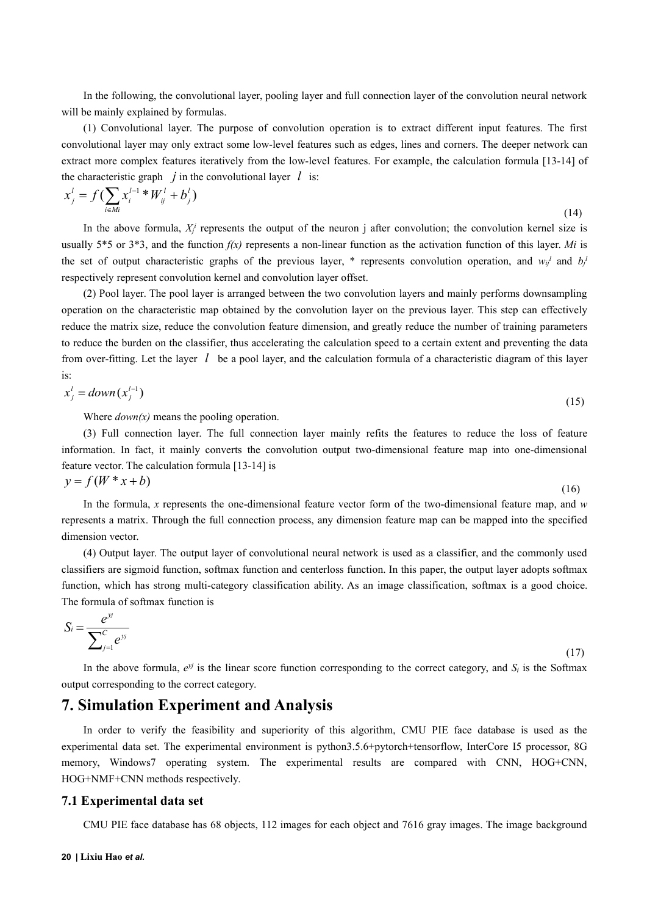In the following, the convolutional layer, pooling layer and full connection layer of the convolution neural network will be mainly explained by formulas.

(1) Convolutional layer. The purpose of convolution operation is to extract different input features. The first convolutional layer may only extract some low-level features such as edges, lines and corners. The deeper network can extract more complex features iteratively from the low-level features. For example, the calculation formula [13-14] of the characteristic graph $j$ in the convolutional layer $l$ is:

$$x_j^l = f(\sum_{i \in Mi} x_i^{l-1} * W_{ij}^l + b_j^l) \tag{14}$$

In the above formula, $X_j^l$ represents the output of the neuron j after convolution; the convolution kernel size is usually 5*5 or 3*3, and the function *f(x)* represents a non-linear function as the activation function of this layer. *Mi* is the set of output characteristic graphs of the previous layer, * represents convolution operation, and $w_{ij}^l$ and $b_j^l$ respectively represent convolution kernel and convolution layer offset.

(2) Pool layer. The pool layer is arranged between the two convolution layers and mainly performs downsampling operation on the characteristic map obtained by the convolution layer on the previous layer. This step can effectively reduce the matrix size, reduce the convolution feature dimension, and greatly reduce the number of training parameters to reduce the burden on the classifier, thus accelerating the calculation speed to a certain extent and preventing the data from over-fitting. Let the layer $l$ be a pool layer, and the calculation formula of a characteristic diagram of this layer is:

$$x_j^l = down(x_j^{l-1}) \tag{15}$$

Where *down(x)* means the pooling operation.

(3) Full connection layer. The full connection layer mainly refits the features to reduce the loss of feature information. In fact, it mainly converts the convolution output two-dimensional feature map into one-dimensional feature vector. The calculation formula [13-14] is

$$y = f(W * x + b) \tag{16}$$

In the formula, *x* represents the one-dimensional feature vector form of the two-dimensional feature map, and *w* represents a matrix. Through the full connection process, any dimension feature map can be mapped into the specified dimension vector.

(4) Output layer. The output layer of convolutional neural network is used as a classifier, and the commonly used classifiers are sigmoid function, softmax function and centerloss function. In this paper, the output layer adopts softmax function, which has strong multi-category classification ability. As an image classification, softmax is a good choice. The formula of softmax function is

$$S_i = \frac{e^{yj}}{\sum_{j=1}^{C} e^{yj}} \tag{17}$$

In the above formula, $e^{yj}$ is the linear score function corresponding to the correct category, and $S_i$ is the Softmax output corresponding to the correct category.

## 7. Simulation Experiment and Analysis

In order to verify the feasibility and superiority of this algorithm, CMU PIE face database is used as the experimental data set. The experimental environment is python3.5.6+pytorch+tensorflow, InterCore I5 processor, 8G memory, Windows7 operating system. The experimental results are compared with CNN, HOG+CNN, HOG+NMF+CNN methods respectively.

### 7.1 Experimental data set

CMU PIE face database has 68 objects, 112 images for each object and 7616 gray images. The image background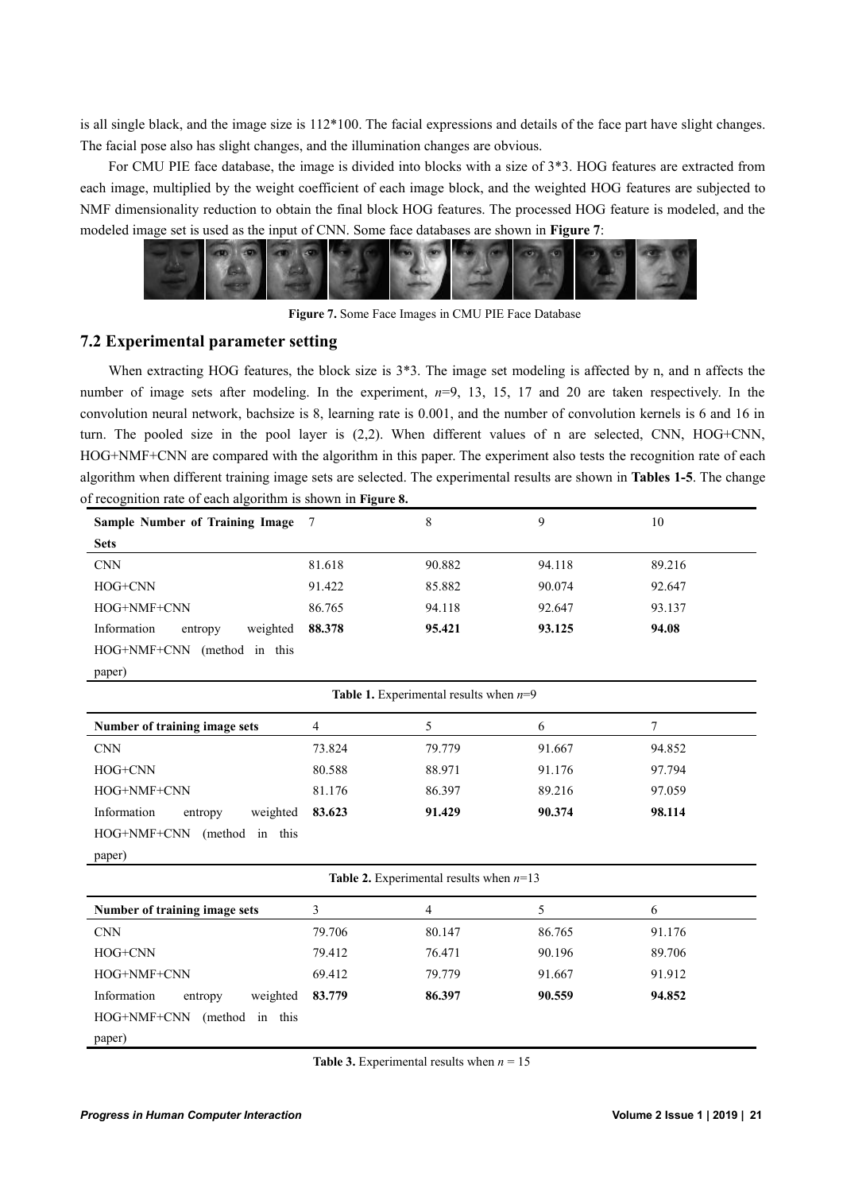is all single black, and the image size is 112*100. The facial expressions and details of the face part have slight changes. The facial pose also has slight changes, and the illumination changes are obvious.

For CMU PIE face database, the image is divided into blocks with a size of 3*3. HOG features are extracted from each image, multiplied by the weight coefficient of each image block, and the weighted HOG features are subjected to NMF dimensionality reduction to obtain the final block HOG features. The processed HOG feature is modeled, and the modeled image set is used as the input of CNN. Some face databases are shown in **Figure 7**:

**Figure 7.** Some Face Images in CMU PIE Face Database

## 7.2 Experimental parameter setting

When extracting HOG features, the block size is 3*3. The image set modeling is affected by n, and n affects the number of image sets after modeling. In the experiment, $n$=9, 13, 15, 17 and 20 are taken respectively. In the convolution neural network, bachsize is 8, learning rate is 0.001, and the number of convolution kernels is 6 and 16 in turn. The pooled size in the pool layer is (2,2). When different values of n are selected, CNN, HOG+CNN, HOG+NMF+CNN are compared with the algorithm in this paper. The experiment also tests the recognition rate of each algorithm when different training image sets are selected. The experimental results are shown in **Tables 1-5**. The change of recognition rate of each algorithm is shown in **Figure 8.**

| **Sample Number of Training Image Sets** | 7 | 8 | 9 | 10 |
|---|---|---|---|---|
| CNN | 81.618 | 90.882 | 94.118 | 89.216 |
| HOG+CNN | 91.422 | 85.882 | 90.074 | 92.647 |
| HOG+NMF+CNN | 86.765 | 94.118 | 92.647 | 93.137 |
| Information entropy weighted HOG+NMF+CNN (method in this paper) | **88.378** | **95.421** | **93.125** | **94.08** |

**Table 1.** Experimental results when $n$=9

| **Number of training image sets** | 4 | 5 | 6 | 7 |
|---|---|---|---|---|
| CNN | 73.824 | 79.779 | 91.667 | 94.852 |
| HOG+CNN | 80.588 | 88.971 | 91.176 | 97.794 |
| HOG+NMF+CNN | 81.176 | 86.397 | 89.216 | 97.059 |
| Information entropy weighted HOG+NMF+CNN (method in this paper) | **83.623** | **91.429** | **90.374** | **98.114** |

**Table 2.** Experimental results when $n$=13

| **Number of training image sets** | 3 | 4 | 5 | 6 |
|---|---|---|---|---|
| CNN | 79.706 | 80.147 | 86.765 | 91.176 |
| HOG+CNN | 79.412 | 76.471 | 90.196 | 89.706 |
| HOG+NMF+CNN | 69.412 | 79.779 | 91.667 | 91.912 |
| Information entropy weighted HOG+NMF+CNN (method in this paper) | **83.779** | **86.397** | **90.559** | **94.852** |

**Table 3.** Experimental results when $n$ = 15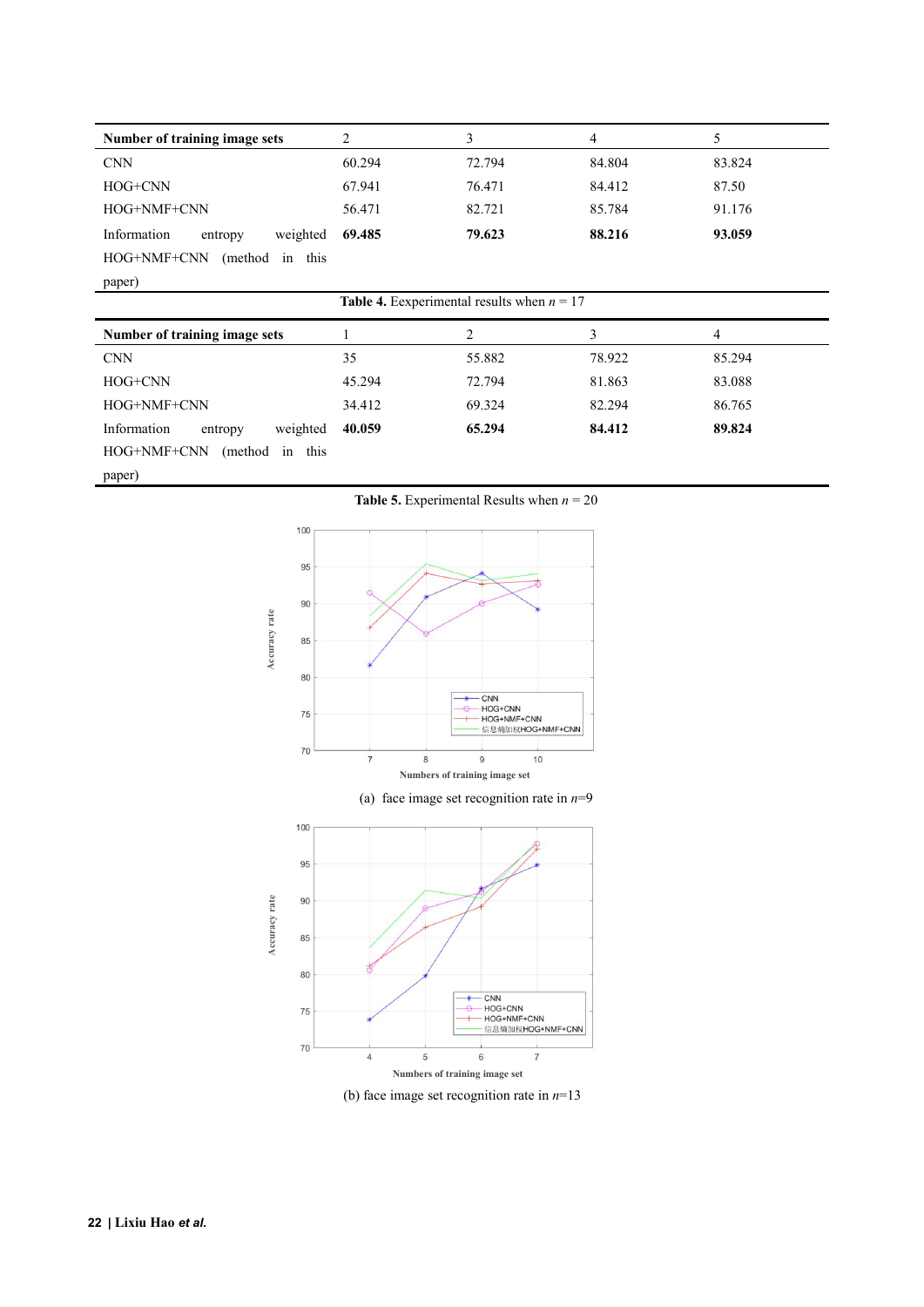| Number of training image sets | 2 | 3 | 4 | 5 |
|---|---|---|---|---|
| CNN | 60.294 | 72.794 | 84.804 | 83.824 |
| HOG+CNN | 67.941 | 76.471 | 84.412 | 87.50 |
| HOG+NMF+CNN | 56.471 | 82.721 | 85.784 | 91.176 |
| Information entropy weighted HOG+NMF+CNN (method in this paper) | **69.485** | **79.623** | **88.216** | **93.059** |

**Table 4.** Experimental results when $n = 17$

| Number of training image sets | 1 | 2 | 3 | 4 |
|---|---|---|---|---|
| CNN | 35 | 55.882 | 78.922 | 85.294 |
| HOG+CNN | 45.294 | 72.794 | 81.863 | 83.088 |
| HOG+NMF+CNN | 34.412 | 69.324 | 82.294 | 86.765 |
| Information entropy weighted HOG+NMF+CNN (method in this paper) | **40.059** | **65.294** | **84.412** | **89.824** |

**Table 5.** Experimental Results when $n = 20$

(a) face image set recognition rate in $n$=9

(b) face image set recognition rate in $n$=13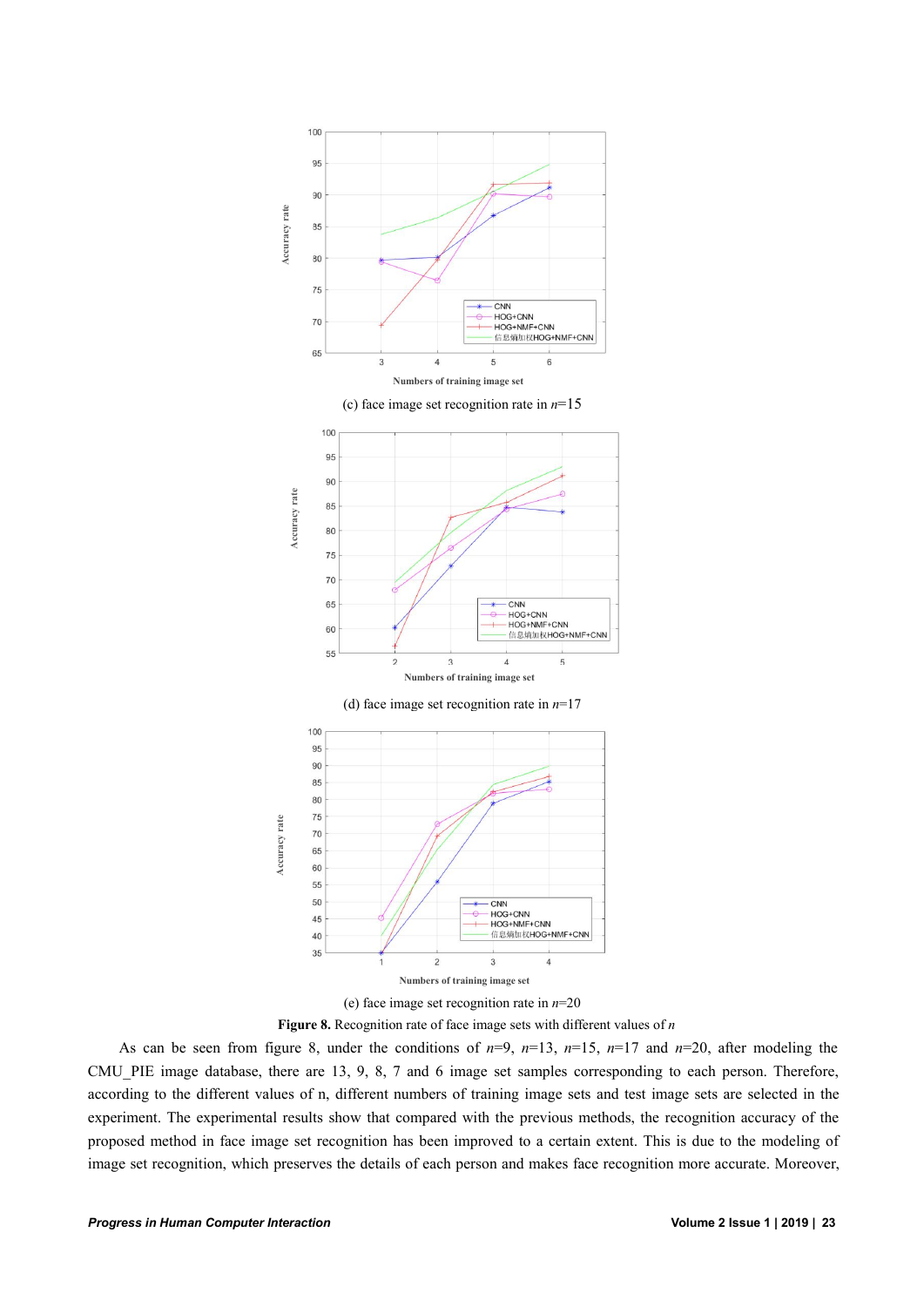(c) face image set recognition rate in $n$=15

(d) face image set recognition rate in $n$=17

(e) face image set recognition rate in $n$=20

**Figure 8.** Recognition rate of face image sets with different values of $n$

As can be seen from figure 8, under the conditions of $n$=9, $n$=13, $n$=15, $n$=17 and $n$=20, after modeling the CMU_PIE image database, there are 13, 9, 8, 7 and 6 image set samples corresponding to each person. Therefore, according to the different values of n, different numbers of training image sets and test image sets are selected in the experiment. The experimental results show that compared with the previous methods, the recognition accuracy of the proposed method in face image set recognition has been improved to a certain extent. This is due to the modeling of image set recognition, which preserves the details of each person and makes face recognition more accurate. Moreover,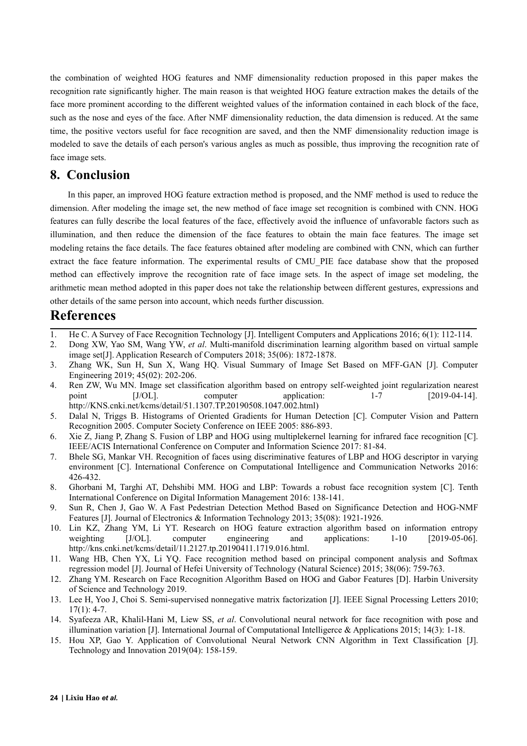the combination of weighted HOG features and NMF dimensionality reduction proposed in this paper makes the recognition rate significantly higher. The main reason is that weighted HOG feature extraction makes the details of the face more prominent according to the different weighted values of the information contained in each block of the face, such as the nose and eyes of the face. After NMF dimensionality reduction, the data dimension is reduced. At the same time, the positive vectors useful for face recognition are saved, and then the NMF dimensionality reduction image is modeled to save the details of each person's various angles as much as possible, thus improving the recognition rate of face image sets.

## 8. Conclusion

In this paper, an improved HOG feature extraction method is proposed, and the NMF method is used to reduce the dimension. After modeling the image set, the new method of face image set recognition is combined with CNN. HOG features can fully describe the local features of the face, effectively avoid the influence of unfavorable factors such as illumination, and then reduce the dimension of the face features to obtain the main face features. The image set modeling retains the face details. The face features obtained after modeling are combined with CNN, which can further extract the face feature information. The experimental results of CMU_PIE face database show that the proposed method can effectively improve the recognition rate of face image sets. In the aspect of image set modeling, the arithmetic mean method adopted in this paper does not take the relationship between different gestures, expressions and other details of the same person into account, which needs further discussion.

# References

1. He C. A Survey of Face Recognition Technology [J]. Intelligent Computers and Applications 2016; 6(1): 112-114.
2. Dong XW, Yao SM, Wang YW, *et al*. Multi-manifold discrimination learning algorithm based on virtual sample image set[J]. Application Research of Computers 2018; 35(06): 1872-1878.
3. Zhang WK, Sun H, Sun X, Wang HQ. Visual Summary of Image Set Based on MFF-GAN [J]. Computer Engineering 2019; 45(02): 202-206.
4. Ren ZW, Wu MN. Image set classification algorithm based on entropy self-weighted joint regularization nearest point [J/OL]. computer application: 1-7 [2019-04-14]. http://KNS.cnki.net/kcms/detail/51.1307.TP.20190508.1047.002.html)
5. Dalal N, Triggs B. Histograms of Oriented Gradients for Human Detection [C]. Computer Vision and Pattern Recognition 2005. Computer Society Conference on IEEE 2005: 886-893.
6. Xie Z, Jiang P, Zhang S. Fusion of LBP and HOG using multiplekernel learning for infrared face recognition [C]. IEEE/ACIS International Conference on Computer and Information Science 2017: 81-84.
7. Bhele SG, Mankar VH. Recognition of faces using discriminative features of LBP and HOG descriptor in varying environment [C]. International Conference on Computational Intelligence and Communication Networks 2016: 426-432.
8. Ghorbani M, Targhi AT, Dehshibi MM. HOG and LBP: Towards a robust face recognition system [C]. Tenth International Conference on Digital Information Management 2016: 138-141.
9. Sun R, Chen J, Gao W. A Fast Pedestrian Detection Method Based on Significance Detection and HOG-NMF Features [J]. Journal of Electronics & Information Technology 2013; 35(08): 1921-1926.
10. Lin KZ, Zhang YM, Li YT. Research on HOG feature extraction algorithm based on information entropy weighting [J/OL]. computer engineering and applications: 1-10 [2019-05-06]. http://kns.cnki.net/kcms/detail/11.2127.tp.20190411.1719.016.html.
11. Wang HB, Chen YX, Li YQ. Face recognition method based on principal component analysis and Softmax regression model [J]. Journal of Hefei University of Technology (Natural Science) 2015; 38(06): 759-763.
12. Zhang YM. Research on Face Recognition Algorithm Based on HOG and Gabor Features [D]. Harbin University of Science and Technology 2019.
13. Lee H, Yoo J, Choi S. Semi-supervised nonnegative matrix factorization [J]. IEEE Signal Processing Letters 2010; 17(1): 4-7.
14. Syafeeza AR, Khalil-Hani M, Liew SS, *et al*. Convolutional neural network for face recognition with pose and illumination variation [J]. International Journal of Computational Intelligerce & Applications 2015; 14(3): 1-18.
15. Hou XP, Gao Y. Application of Convolutional Neural Network CNN Algorithm in Text Classification [J]. Technology and Innovation 2019(04): 158-159.